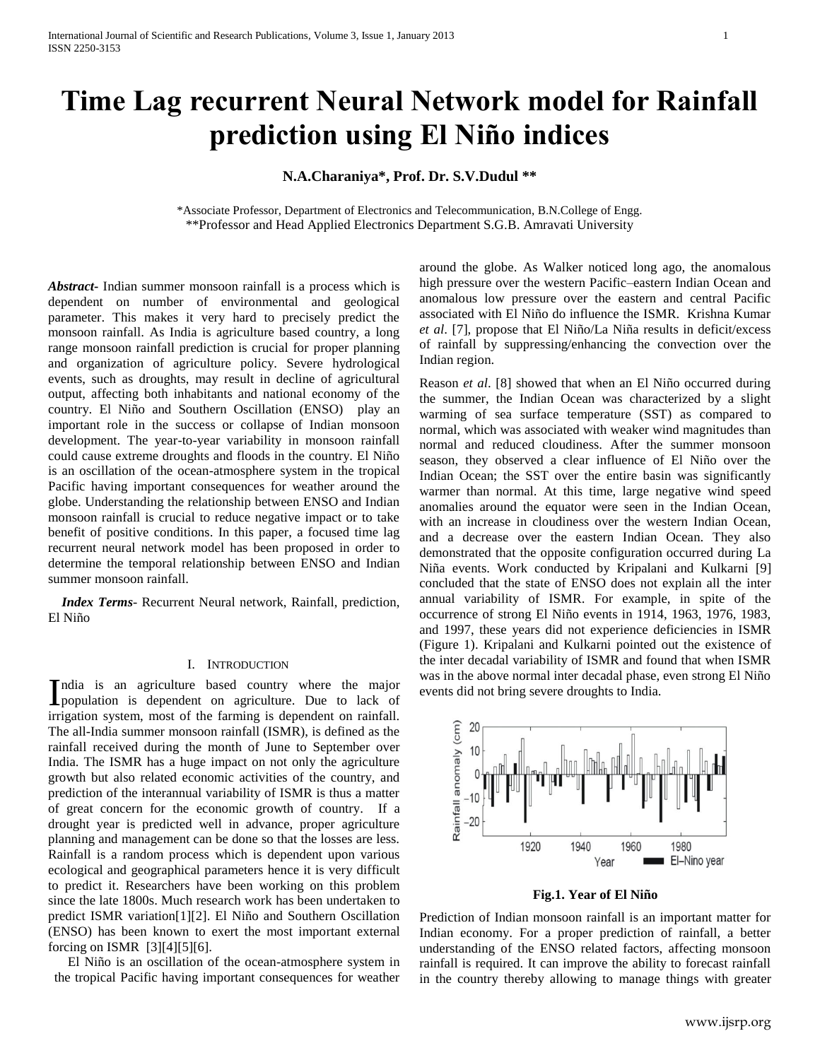# Time Lag recurrent Neural Network model for Rainfall prediction using El Niño indices

**N.A.Charaniya*, Prof. Dr. S.V.Dudul ****

*Associate Professor, Department of Electronics and Telecommunication, B.N.College of Engg.
**Professor and Head Applied Electronics Department S.G.B. Amravati University

***Abstract***- Indian summer monsoon rainfall is a process which is dependent on number of environmental and geological parameter. This makes it very hard to precisely predict the monsoon rainfall. As India is agriculture based country, a long range monsoon rainfall prediction is crucial for proper planning and organization of agriculture policy. Severe hydrological events, such as droughts, may result in decline of agricultural output, affecting both inhabitants and national economy of the country. El Niño and Southern Oscillation (ENSO) play an important role in the success or collapse of Indian monsoon development. The year-to-year variability in monsoon rainfall could cause extreme droughts and floods in the country. El Niño is an oscillation of the ocean-atmosphere system in the tropical Pacific having important consequences for weather around the globe. Understanding the relationship between ENSO and Indian monsoon rainfall is crucial to reduce negative impact or to take benefit of positive conditions. In this paper, a focused time lag recurrent neural network model has been proposed in order to determine the temporal relationship between ENSO and Indian summer monsoon rainfall.

***Index Terms***- Recurrent Neural network, Rainfall, prediction, El Niño

## I. Introduction

India is an agriculture based country where the major population is dependent on agriculture. Due to lack of irrigation system, most of the farming is dependent on rainfall. The all-India summer monsoon rainfall (ISMR), is defined as the rainfall received during the month of June to September over India. The ISMR has a huge impact on not only the agriculture growth but also related economic activities of the country, and prediction of the interannual variability of ISMR is thus a matter of great concern for the economic growth of country. If a drought year is predicted well in advance, proper agriculture planning and management can be done so that the losses are less. Rainfall is a random process which is dependent upon various ecological and geographical parameters hence it is very difficult to predict it. Researchers have been working on this problem since the late 1800s. Much research work has been undertaken to predict ISMR variation[1][2]. El Niño and Southern Oscillation (ENSO) has been known to exert the most important external forcing on ISMR [3][4][5][6].

El Niño is an oscillation of the ocean-atmosphere system in the tropical Pacific having important consequences for weather around the globe. As Walker noticed long ago, the anomalous high pressure over the western Pacific–eastern Indian Ocean and anomalous low pressure over the eastern and central Pacific associated with El Niño do influence the ISMR. Krishna Kumar *et al*. [7], propose that El Niño/La Niña results in deficit/excess of rainfall by suppressing/enhancing the convection over the Indian region.

Reason *et al*. [8] showed that when an El Niño occurred during the summer, the Indian Ocean was characterized by a slight warming of sea surface temperature (SST) as compared to normal, which was associated with weaker wind magnitudes than normal and reduced cloudiness. After the summer monsoon season, they observed a clear influence of El Niño over the Indian Ocean; the SST over the entire basin was significantly warmer than normal. At this time, large negative wind speed anomalies around the equator were seen in the Indian Ocean, with an increase in cloudiness over the western Indian Ocean, and a decrease over the eastern Indian Ocean. They also demonstrated that the opposite configuration occurred during La Niña events. Work conducted by Kripalani and Kulkarni [9] concluded that the state of ENSO does not explain all the inter annual variability of ISMR. For example, in spite of the occurrence of strong El Niño events in 1914, 1963, 1976, 1983, and 1997, these years did not experience deficiencies in ISMR (Figure 1). Kripalani and Kulkarni pointed out the existence of the inter decadal variability of ISMR and found that when ISMR was in the above normal inter decadal phase, even strong El Niño events did not bring severe droughts to India.

**Fig.1. Year of El Niño**

Prediction of Indian monsoon rainfall is an important matter for Indian economy. For a proper prediction of rainfall, a better understanding of the ENSO related factors, affecting monsoon rainfall is required. It can improve the ability to forecast rainfall in the country thereby allowing to manage things with greater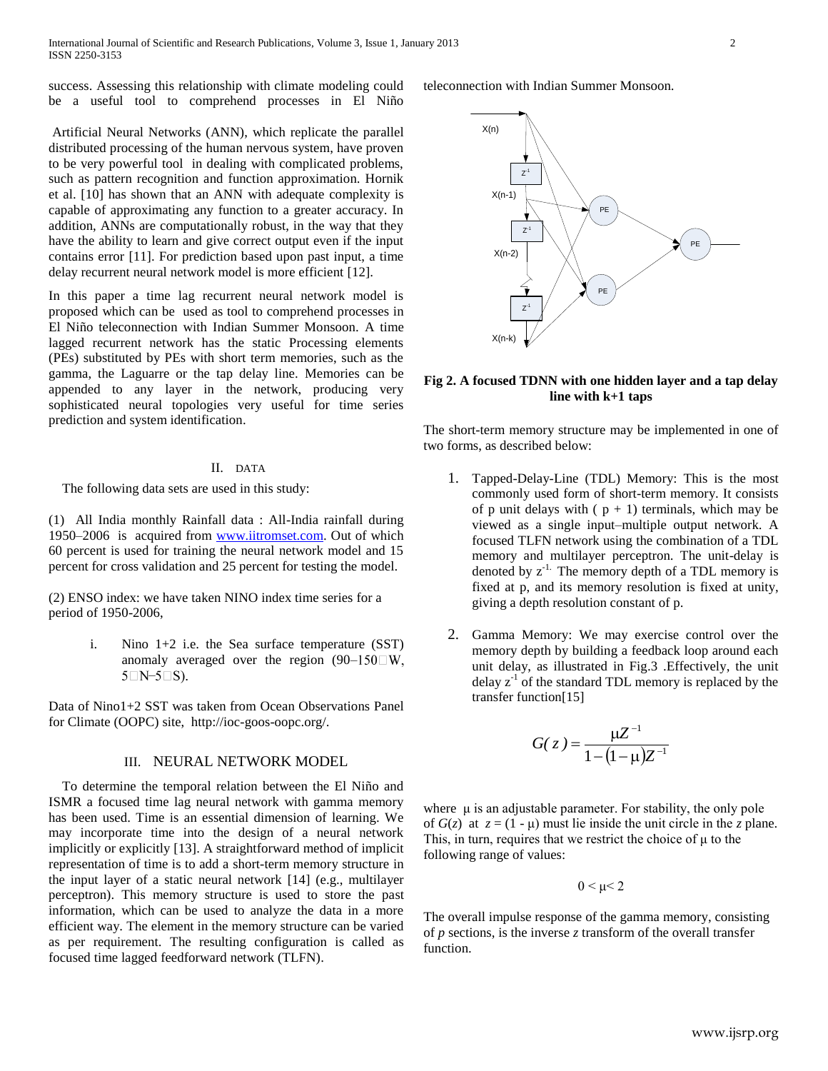success. Assessing this relationship with climate modeling could be a useful tool to comprehend processes in El Niño

Artificial Neural Networks (ANN), which replicate the parallel distributed processing of the human nervous system, have proven to be very powerful tool in dealing with complicated problems, such as pattern recognition and function approximation. Hornik et al. [10] has shown that an ANN with adequate complexity is capable of approximating any function to a greater accuracy. In addition, ANNs are computationally robust, in the way that they have the ability to learn and give correct output even if the input contains error [11]. For prediction based upon past input, a time delay recurrent neural network model is more efficient [12].

In this paper a time lag recurrent neural network model is proposed which can be used as tool to comprehend processes in El Niño teleconnection with Indian Summer Monsoon. A time lagged recurrent network has the static Processing elements (PEs) substituted by PEs with short term memories, such as the gamma, the Laguarre or the tap delay line. Memories can be appended to any layer in the network, producing very sophisticated neural topologies very useful for time series prediction and system identification.

## II. DATA

The following data sets are used in this study:

(1) All India monthly Rainfall data : All-India rainfall during 1950–2006 is acquired from www.iitromset.com. Out of which 60 percent is used for training the neural network model and 15 percent for cross validation and 25 percent for testing the model.

(2) ENSO index: we have taken NINO index time series for a period of 1950-2006,

i. Nino 1+2 i.e. the Sea surface temperature (SST) anomaly averaged over the region (90–150□W, 5□N–5□S).

Data of Nino1+2 SST was taken from Ocean Observations Panel for Climate (OOPC) site, http://ioc-goos-oopc.org/.

## III. NEURAL NETWORK MODEL

To determine the temporal relation between the El Niño and ISMR a focused time lag neural network with gamma memory has been used. Time is an essential dimension of learning. We may incorporate time into the design of a neural network implicitly or explicitly [13]. A straightforward method of implicit representation of time is to add a short-term memory structure in the input layer of a static neural network [14] (e.g., multilayer perceptron). This memory structure is used to store the past information, which can be used to analyze the data in a more efficient way. The element in the memory structure can be varied as per requirement. The resulting configuration is called as focused time lagged feedforward network (TLFN).

teleconnection with Indian Summer Monsoon.

**Fig 2. A focused TDNN with one hidden layer and a tap delay line with k+1 taps**

The short-term memory structure may be implemented in one of two forms, as described below:

1. Tapped-Delay-Line (TDL) Memory: This is the most commonly used form of short-term memory. It consists of p unit delays with ( p + 1) terminals, which may be viewed as a single input–multiple output network. A focused TLFN network using the combination of a TDL memory and multilayer perceptron. The unit-delay is denoted by $z^{-1}$. The memory depth of a TDL memory is fixed at p, and its memory resolution is fixed at unity, giving a depth resolution constant of p.

2. Gamma Memory: We may exercise control over the memory depth by building a feedback loop around each unit delay, as illustrated in Fig.3 .Effectively, the unit delay $z^{-1}$ of the standard TDL memory is replaced by the transfer function[15]

$$G(z) = \frac{\mu Z^{-1}}{1-(1-\mu)Z^{-1}}$$

where μ is an adjustable parameter. For stability, the only pole of $G(z)$ at $z = (1 - \mu)$ must lie inside the unit circle in the *z* plane. This, in turn, requires that we restrict the choice of μ to the following range of values:

$$0 < \mu < 2$$

The overall impulse response of the gamma memory, consisting of *p* sections, is the inverse *z* transform of the overall transfer function.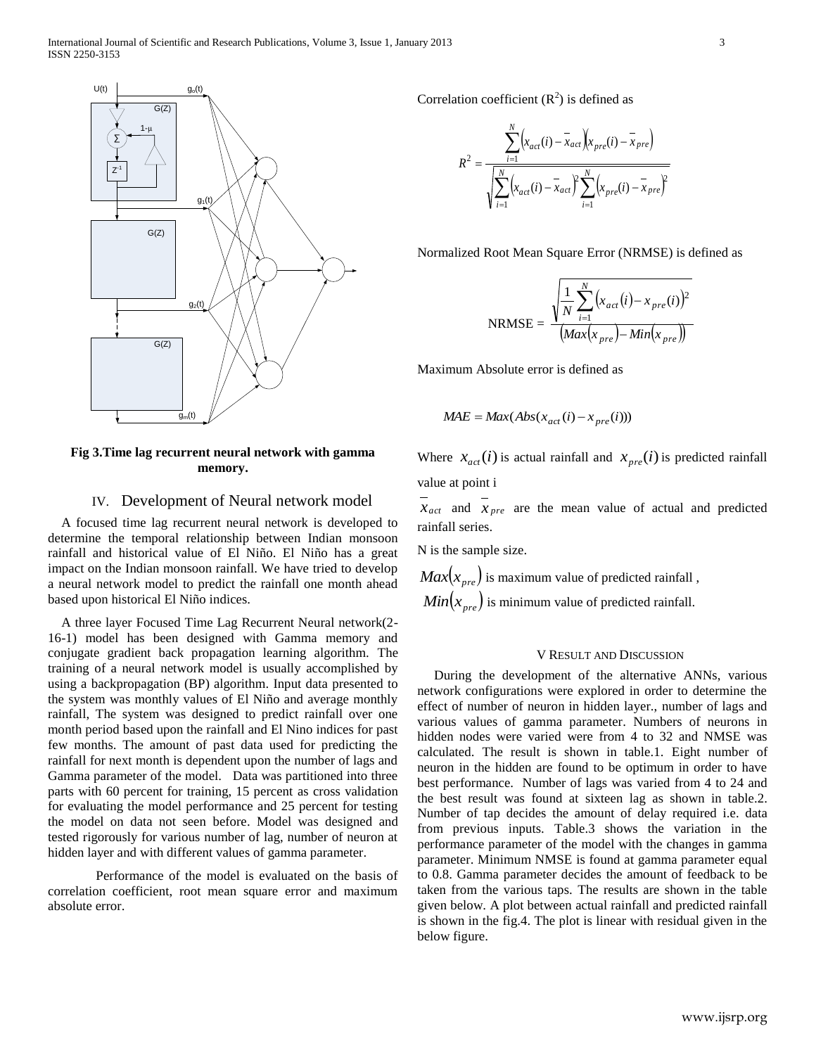Fig 3.Time lag recurrent neural network with gamma memory.

## IV. Development of Neural network model

A focused time lag recurrent neural network is developed to determine the temporal relationship between Indian monsoon rainfall and historical value of El Niño. El Niño has a great impact on the Indian monsoon rainfall. We have tried to develop a neural network model to predict the rainfall one month ahead based upon historical El Niño indices.

A three layer Focused Time Lag Recurrent Neural network(2-16-1) model has been designed with Gamma memory and conjugate gradient back propagation learning algorithm. The training of a neural network model is usually accomplished by using a backpropagation (BP) algorithm. Input data presented to the system was monthly values of El Niño and average monthly rainfall, The system was designed to predict rainfall over one month period based upon the rainfall and El Nino indices for past few months. The amount of past data used for predicting the rainfall for next month is dependent upon the number of lags and Gamma parameter of the model. Data was partitioned into three parts with 60 percent for training, 15 percent as cross validation for evaluating the model performance and 25 percent for testing the model on data not seen before. Model was designed and tested rigorously for various number of lag, number of neuron at hidden layer and with different values of gamma parameter.

Performance of the model is evaluated on the basis of correlation coefficient, root mean square error and maximum absolute error.

Correlation coefficient ($R^2$) is defined as

$$R^2 = \frac{\sum_{i=1}^{N}\left(x_{act}(i) - \bar{x}_{act}\right)\left(x_{pre}(i) - \bar{x}_{pre}\right)}{\sqrt{\sum_{i=1}^{N}\left(x_{act}(i) - \bar{x}_{act}\right)^2 \sum_{i=1}^{N}\left(x_{pre}(i) - \bar{x}_{pre}\right)^2}}$$

Normalized Root Mean Square Error (NRMSE) is defined as

$$\text{NRMSE} = \frac{\sqrt{\frac{1}{N}\sum_{i=1}^{N}\left(x_{act}(i) - x_{pre}(i)\right)^2}}{\left(Max\left(x_{pre}\right) - Min\left(x_{pre}\right)\right)}$$

Maximum Absolute error is defined as

$$MAE = Max(Abs(x_{act}(i) - x_{pre}(i)))$$

Where $x_{act}(i)$ is actual rainfall and $x_{pre}(i)$ is predicted rainfall value at point i

$\bar{x}_{act}$ and $\bar{x}_{pre}$ are the mean value of actual and predicted rainfall series.

N is the sample size.

$Max\left(x_{pre}\right)$ is maximum value of predicted rainfall ,

$Min\left(x_{pre}\right)$ is minimum value of predicted rainfall.

## V Result and Discussion

During the development of the alternative ANNs, various network configurations were explored in order to determine the effect of number of neuron in hidden layer., number of lags and various values of gamma parameter. Numbers of neurons in hidden nodes were varied were from 4 to 32 and NMSE was calculated. The result is shown in table.1. Eight number of neuron in the hidden are found to be optimum in order to have best performance. Number of lags was varied from 4 to 24 and the best result was found at sixteen lag as shown in table.2. Number of tap decides the amount of delay required i.e. data from previous inputs. Table.3 shows the variation in the performance parameter of the model with the changes in gamma parameter. Minimum NMSE is found at gamma parameter equal to 0.8. Gamma parameter decides the amount of feedback to be taken from the various taps. The results are shown in the table given below. A plot between actual rainfall and predicted rainfall is shown in the fig.4. The plot is linear with residual given in the below figure.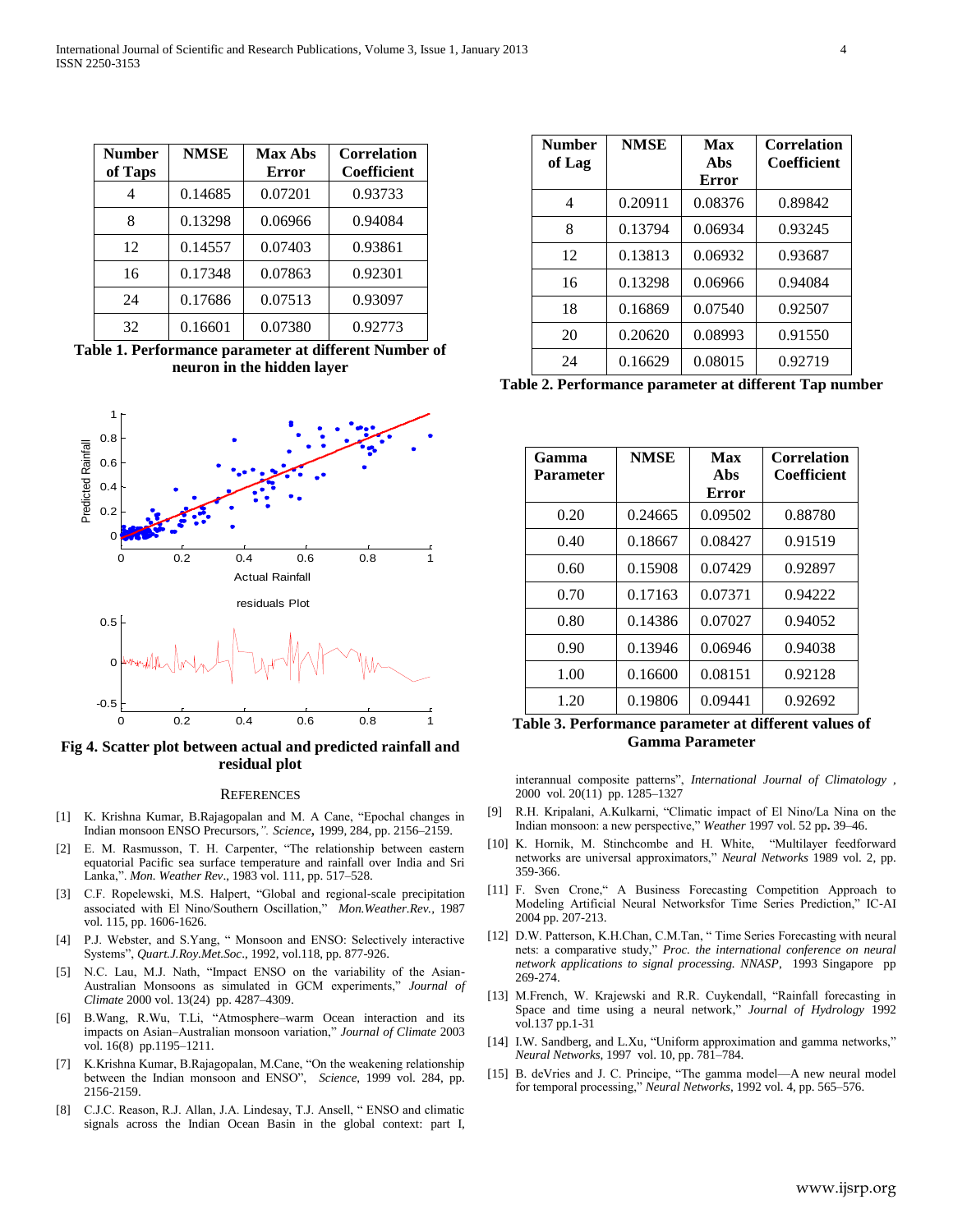| Number of Taps | NMSE | Max Abs Error | Correlation Coefficient |
|---|---|---|---|
| 4 | 0.14685 | 0.07201 | 0.93733 |
| 8 | 0.13298 | 0.06966 | 0.94084 |
| 12 | 0.14557 | 0.07403 | 0.93861 |
| 16 | 0.17348 | 0.07863 | 0.92301 |
| 24 | 0.17686 | 0.07513 | 0.93097 |
| 32 | 0.16601 | 0.07380 | 0.92773 |

**Table 1. Performance parameter at different Number of neuron in the hidden layer**

**Fig 4. Scatter plot between actual and predicted rainfall and residual plot**

| Number of Lag | NMSE | Max Abs Error | Correlation Coefficient |
|---|---|---|---|
| 4 | 0.20911 | 0.08376 | 0.89842 |
| 8 | 0.13794 | 0.06934 | 0.93245 |
| 12 | 0.13813 | 0.06932 | 0.93687 |
| 16 | 0.13298 | 0.06966 | 0.94084 |
| 18 | 0.16869 | 0.07540 | 0.92507 |
| 20 | 0.20620 | 0.08993 | 0.91550 |
| 24 | 0.16629 | 0.08015 | 0.92719 |

**Table 2. Performance parameter at different Tap number**

| Gamma Parameter | NMSE | Max Abs Error | Correlation Coefficient |
|---|---|---|---|
| 0.20 | 0.24665 | 0.09502 | 0.88780 |
| 0.40 | 0.18667 | 0.08427 | 0.91519 |
| 0.60 | 0.15908 | 0.07429 | 0.92897 |
| 0.70 | 0.17163 | 0.07371 | 0.94222 |
| 0.80 | 0.14386 | 0.07027 | 0.94052 |
| 0.90 | 0.13946 | 0.06946 | 0.94038 |
| 1.00 | 0.16600 | 0.08151 | 0.92128 |
| 1.20 | 0.19806 | 0.09441 | 0.92692 |

**Table 3. Performance parameter at different values of Gamma Parameter**

## REFERENCES

[1] K. Krishna Kumar, B.Rajagopalan and M. A Cane, "Epochal changes in Indian monsoon ENSO Precursors,". *Science*, 1999, 284, pp. 2156–2159.

[2] E. M. Rasmusson, T. H. Carpenter, "The relationship between eastern equatorial Pacific sea surface temperature and rainfall over India and Sri Lanka,". *Mon. Weather Rev*., 1983 vol. 111, pp. 517–528.

[3] C.F. Ropelewski, M.S. Halpert, "Global and regional-scale precipitation associated with El Nino/Southern Oscillation," *Mon.Weather.Rev.*, 1987 vol. 115, pp. 1606-1626.

[4] P.J. Webster, and S.Yang, " Monsoon and ENSO: Selectively interactive Systems", *Quart.J.Roy.Met.Soc*., 1992, vol.118, pp. 877-926.

[5] N.C. Lau, M.J. Nath, "Impact ENSO on the variability of the Asian-Australian Monsoons as simulated in GCM experiments," *Journal of Climate* 2000 vol. 13(24) pp. 4287–4309.

[6] B.Wang, R.Wu, T.Li, "Atmosphere–warm Ocean interaction and its impacts on Asian–Australian monsoon variation," *Journal of Climate* 2003 vol. 16(8) pp.1195–1211.

[7] K.Krishna Kumar, B.Rajagopalan, M.Cane, "On the weakening relationship between the Indian monsoon and ENSO", *Science*, 1999 vol. 284, pp. 2156-2159.

[8] C.J.C. Reason, R.J. Allan, J.A. Lindesay, T.J. Ansell, " ENSO and climatic signals across the Indian Ocean Basin in the global context: part I, interannual composite patterns", *International Journal of Climatology* , 2000 vol. 20(11) pp. 1285–1327

[9] R.H. Kripalani, A.Kulkarni, "Climatic impact of El Nino/La Nina on the Indian monsoon: a new perspective," *Weather* 1997 vol. 52 pp. 39–46.

[10] K. Hornik, M. Stinchcombe and H. White, "Multilayer feedforward networks are universal approximators," *Neural Networks* 1989 vol. 2, pp. 359-366.

[11] F. Sven Crone," A Business Forecasting Competition Approach to Modeling Artificial Neural Networksfor Time Series Prediction," IC-AI 2004 pp. 207-213.

[12] D.W. Patterson, K.H.Chan, C.M.Tan, " Time Series Forecasting with neural nets: a comparative study," *Proc. the international conference on neural network applications to signal processing. NNASP*, 1993 Singapore pp 269-274.

[13] M.French, W. Krajewski and R.R. Cuykendall, "Rainfall forecasting in Space and time using a neural network," *Journal of Hydrology* 1992 vol.137 pp.1-31

[14] I.W. Sandberg, and L.Xu, "Uniform approximation and gamma networks," *Neural Networks*, 1997 vol. 10, pp. 781–784.

[15] B. deVries and J. C. Principe, "The gamma model—A new neural model for temporal processing," *Neural Networks*, 1992 vol. 4, pp. 565–576.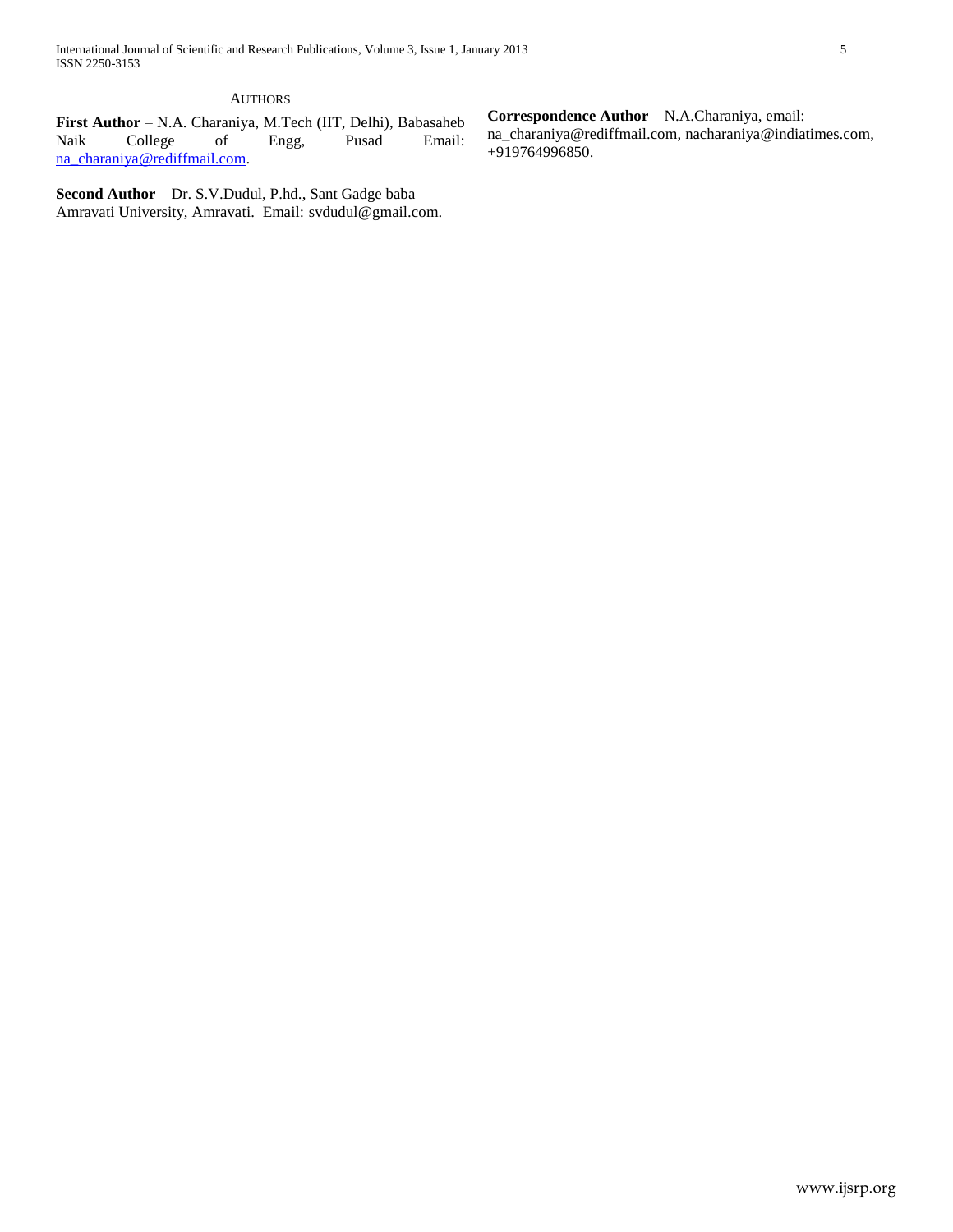## AUTHORS

**First Author** – N.A. Charaniya, M.Tech (IIT, Delhi), Babasaheb Naik College of Engg, Pusad Email: na_charaniya@rediffmail.com.

**Second Author** – Dr. S.V.Dudul, P.hd., Sant Gadge baba Amravati University, Amravati. Email: svdudul@gmail.com.

**Correspondence Author** – N.A.Charaniya, email: na_charaniya@rediffmail.com, nacharaniya@indiatimes.com, +919764996850.